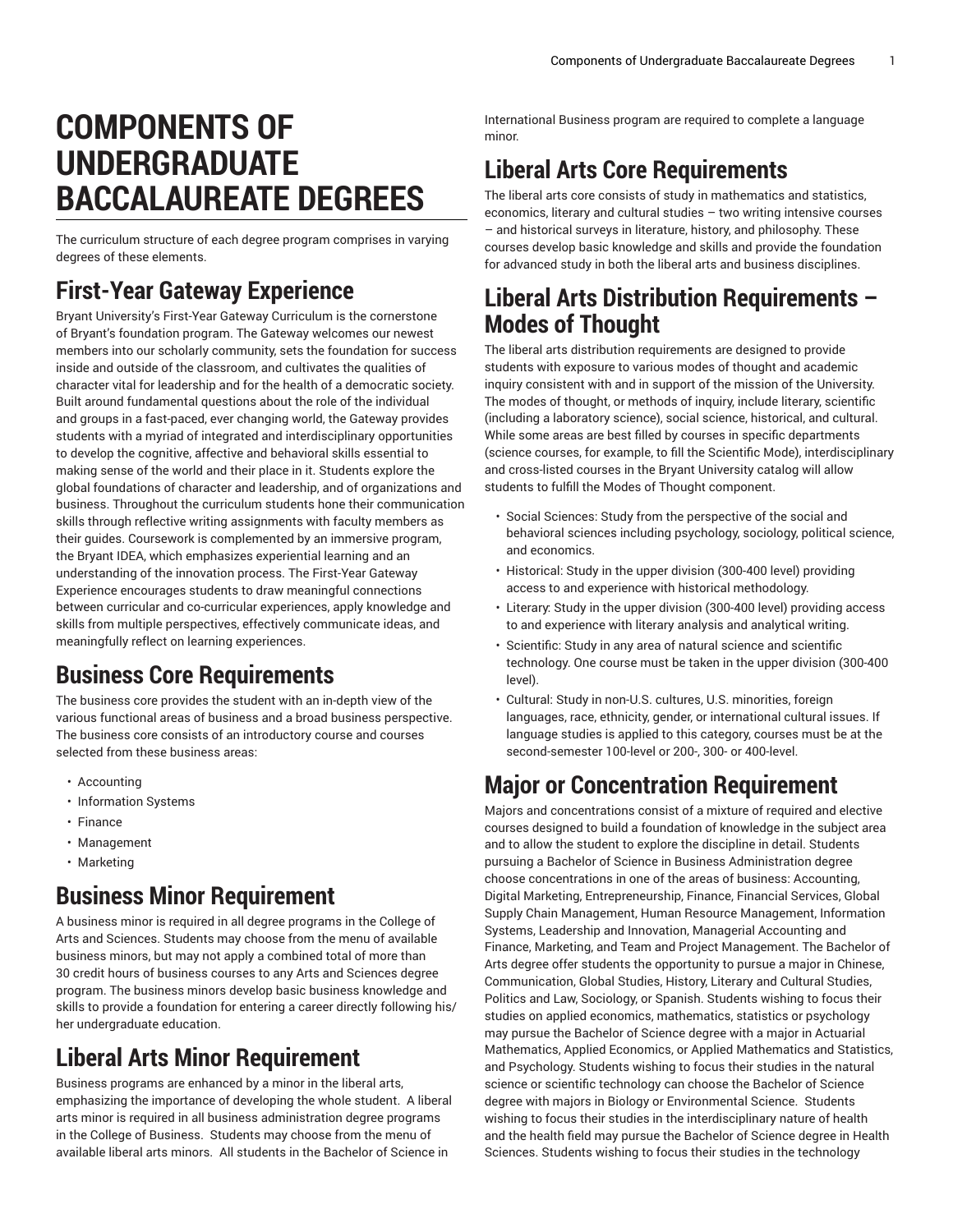# COMPONENTS OF UNDERGRADUATE BACCALAUREATE DEGREES

The curriculum structure of each degree program comprises in varying degrees of these elements.

## First-Year Gateway Experience

Bryant University's First-Year Gateway Curriculum is the cornerstone of Bryant's foundation program. The Gateway welcomes our newest members into our scholarly community, sets the foundation for success inside and outside of the classroom, and cultivates the qualities of character vital for leadership and for the health of a democratic society. Built around fundamental questions about the role of the individual and groups in a fast-paced, ever changing world, the Gateway provides students with a myriad of integrated and interdisciplinary opportunities to develop the cognitive, affective and behavioral skills essential to making sense of the world and their place in it. Students explore the global foundations of character and leadership, and of organizations and business. Throughout the curriculum students hone their communication skills through reflective writing assignments with faculty members as their guides. Coursework is complemented by an immersive program, the Bryant IDEA, which emphasizes experiential learning and an understanding of the innovation process. The First-Year Gateway Experience encourages students to draw meaningful connections between curricular and co-curricular experiences, apply knowledge and skills from multiple perspectives, effectively communicate ideas, and meaningfully reflect on learning experiences.

## Business Core Requirements

The business core provides the student with an in-depth view of the various functional areas of business and a broad business perspective. The business core consists of an introductory course and courses selected from these business areas:

- Accounting
- Information Systems
- Finance
- Management
- Marketing

## Business Minor Requirement

A business minor is required in all degree programs in the College of Arts and Sciences. Students may choose from the menu of available business minors, but may not apply a combined total of more than 30 credit hours of business courses to any Arts and Sciences degree program. The business minors develop basic business knowledge and skills to provide a foundation for entering a career directly following his/her undergraduate education.

## Liberal Arts Minor Requirement

Business programs are enhanced by a minor in the liberal arts, emphasizing the importance of developing the whole student. A liberal arts minor is required in all business administration degree programs in the College of Business. Students may choose from the menu of available liberal arts minors. All students in the Bachelor of Science in International Business program are required to complete a language minor.

## Liberal Arts Core Requirements

The liberal arts core consists of study in mathematics and statistics, economics, literary and cultural studies – two writing intensive courses – and historical surveys in literature, history, and philosophy. These courses develop basic knowledge and skills and provide the foundation for advanced study in both the liberal arts and business disciplines.

## Liberal Arts Distribution Requirements – Modes of Thought

The liberal arts distribution requirements are designed to provide students with exposure to various modes of thought and academic inquiry consistent with and in support of the mission of the University. The modes of thought, or methods of inquiry, include literary, scientific (including a laboratory science), social science, historical, and cultural. While some areas are best filled by courses in specific departments (science courses, for example, to fill the Scientific Mode), interdisciplinary and cross-listed courses in the Bryant University catalog will allow students to fulfill the Modes of Thought component.

- Social Sciences: Study from the perspective of the social and behavioral sciences including psychology, sociology, political science, and economics.
- Historical: Study in the upper division (300-400 level) providing access to and experience with historical methodology.
- Literary: Study in the upper division (300-400 level) providing access to and experience with literary analysis and analytical writing.
- Scientific: Study in any area of natural science and scientific technology. One course must be taken in the upper division (300-400 level).
- Cultural: Study in non-U.S. cultures, U.S. minorities, foreign languages, race, ethnicity, gender, or international cultural issues. If language studies is applied to this category, courses must be at the second-semester 100-level or 200-, 300- or 400-level.

## Major or Concentration Requirement

Majors and concentrations consist of a mixture of required and elective courses designed to build a foundation of knowledge in the subject area and to allow the student to explore the discipline in detail. Students pursuing a Bachelor of Science in Business Administration degree choose concentrations in one of the areas of business: Accounting, Digital Marketing, Entrepreneurship, Finance, Financial Services, Global Supply Chain Management, Human Resource Management, Information Systems, Leadership and Innovation, Managerial Accounting and Finance, Marketing, and Team and Project Management. The Bachelor of Arts degree offer students the opportunity to pursue a major in Chinese, Communication, Global Studies, History, Literary and Cultural Studies, Politics and Law, Sociology, or Spanish. Students wishing to focus their studies on applied economics, mathematics, statistics or psychology may pursue the Bachelor of Science degree with a major in Actuarial Mathematics, Applied Economics, or Applied Mathematics and Statistics, and Psychology. Students wishing to focus their studies in the natural science or scientific technology can choose the Bachelor of Science degree with majors in Biology or Environmental Science. Students wishing to focus their studies in the interdisciplinary nature of health and the health field may pursue the Bachelor of Science degree in Health Sciences. Students wishing to focus their studies in the technology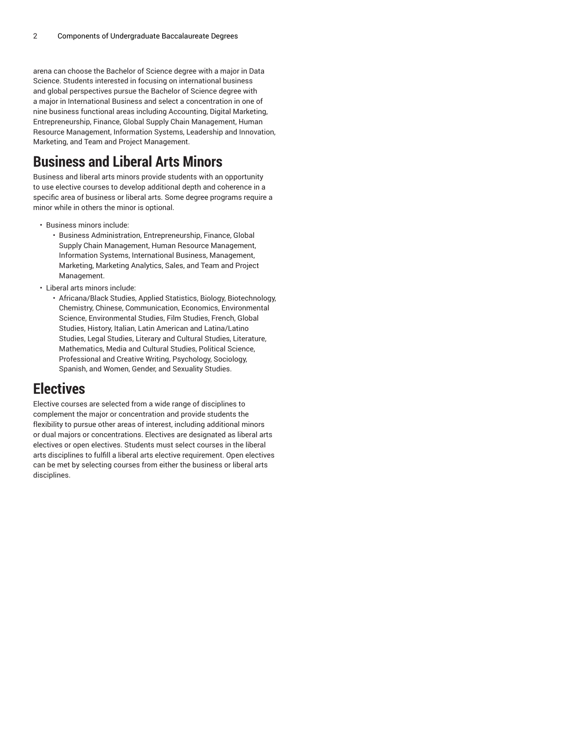arena can choose the Bachelor of Science degree with a major in Data Science. Students interested in focusing on international business and global perspectives pursue the Bachelor of Science degree with a major in International Business and select a concentration in one of nine business functional areas including Accounting, Digital Marketing, Entrepreneurship, Finance, Global Supply Chain Management, Human Resource Management, Information Systems, Leadership and Innovation, Marketing, and Team and Project Management.

## Business and Liberal Arts Minors

Business and liberal arts minors provide students with an opportunity to use elective courses to develop additional depth and coherence in a specific area of business or liberal arts. Some degree programs require a minor while in others the minor is optional.

- Business minors include:
  - Business Administration, Entrepreneurship, Finance, Global Supply Chain Management, Human Resource Management, Information Systems, International Business, Management, Marketing, Marketing Analytics, Sales, and Team and Project Management.
- Liberal arts minors include:
  - Africana/Black Studies, Applied Statistics, Biology, Biotechnology, Chemistry, Chinese, Communication, Economics, Environmental Science, Environmental Studies, Film Studies, French, Global Studies, History, Italian, Latin American and Latina/Latino Studies, Legal Studies, Literary and Cultural Studies, Literature, Mathematics, Media and Cultural Studies, Political Science, Professional and Creative Writing, Psychology, Sociology, Spanish, and Women, Gender, and Sexuality Studies.

## Electives

Elective courses are selected from a wide range of disciplines to complement the major or concentration and provide students the flexibility to pursue other areas of interest, including additional minors or dual majors or concentrations. Electives are designated as liberal arts electives or open electives. Students must select courses in the liberal arts disciplines to fulfill a liberal arts elective requirement. Open electives can be met by selecting courses from either the business or liberal arts disciplines.